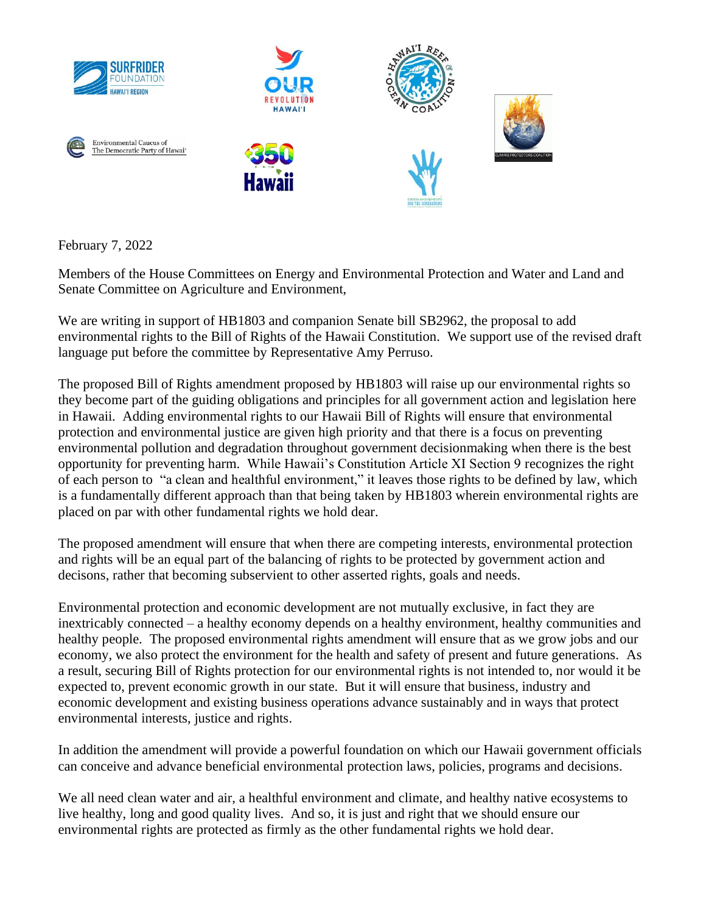February 7, 2022

Members of the House Committees on Energy and Environmental Protection and Water and Land and Senate Committee on Agriculture and Environment,

We are writing in support of HB1803 and companion Senate bill SB2962, the proposal to add environmental rights to the Bill of Rights of the Hawaii Constitution. We support use of the revised draft language put before the committee by Representative Amy Perruso.

The proposed Bill of Rights amendment proposed by HB1803 will raise up our environmental rights so they become part of the guiding obligations and principles for all government action and legislation here in Hawaii. Adding environmental rights to our Hawaii Bill of Rights will ensure that environmental protection and environmental justice are given high priority and that there is a focus on preventing environmental pollution and degradation throughout government decisionmaking when there is the best opportunity for preventing harm. While Hawaii's Constitution Article XI Section 9 recognizes the right of each person to "a clean and healthful environment," it leaves those rights to be defined by law, which is a fundamentally different approach than that being taken by HB1803 wherein environmental rights are placed on par with other fundamental rights we hold dear.

The proposed amendment will ensure that when there are competing interests, environmental protection and rights will be an equal part of the balancing of rights to be protected by government action and decisons, rather that becoming subservient to other asserted rights, goals and needs.

Environmental protection and economic development are not mutually exclusive, in fact they are inextricably connected – a healthy economy depends on a healthy environment, healthy communities and healthy people. The proposed environmental rights amendment will ensure that as we grow jobs and our economy, we also protect the environment for the health and safety of present and future generations. As a result, securing Bill of Rights protection for our environmental rights is not intended to, nor would it be expected to, prevent economic growth in our state. But it will ensure that business, industry and economic development and existing business operations advance sustainably and in ways that protect environmental interests, justice and rights.

In addition the amendment will provide a powerful foundation on which our Hawaii government officials can conceive and advance beneficial environmental protection laws, policies, programs and decisions.

We all need clean water and air, a healthful environment and climate, and healthy native ecosystems to live healthy, long and good quality lives. And so, it is just and right that we should ensure our environmental rights are protected as firmly as the other fundamental rights we hold dear.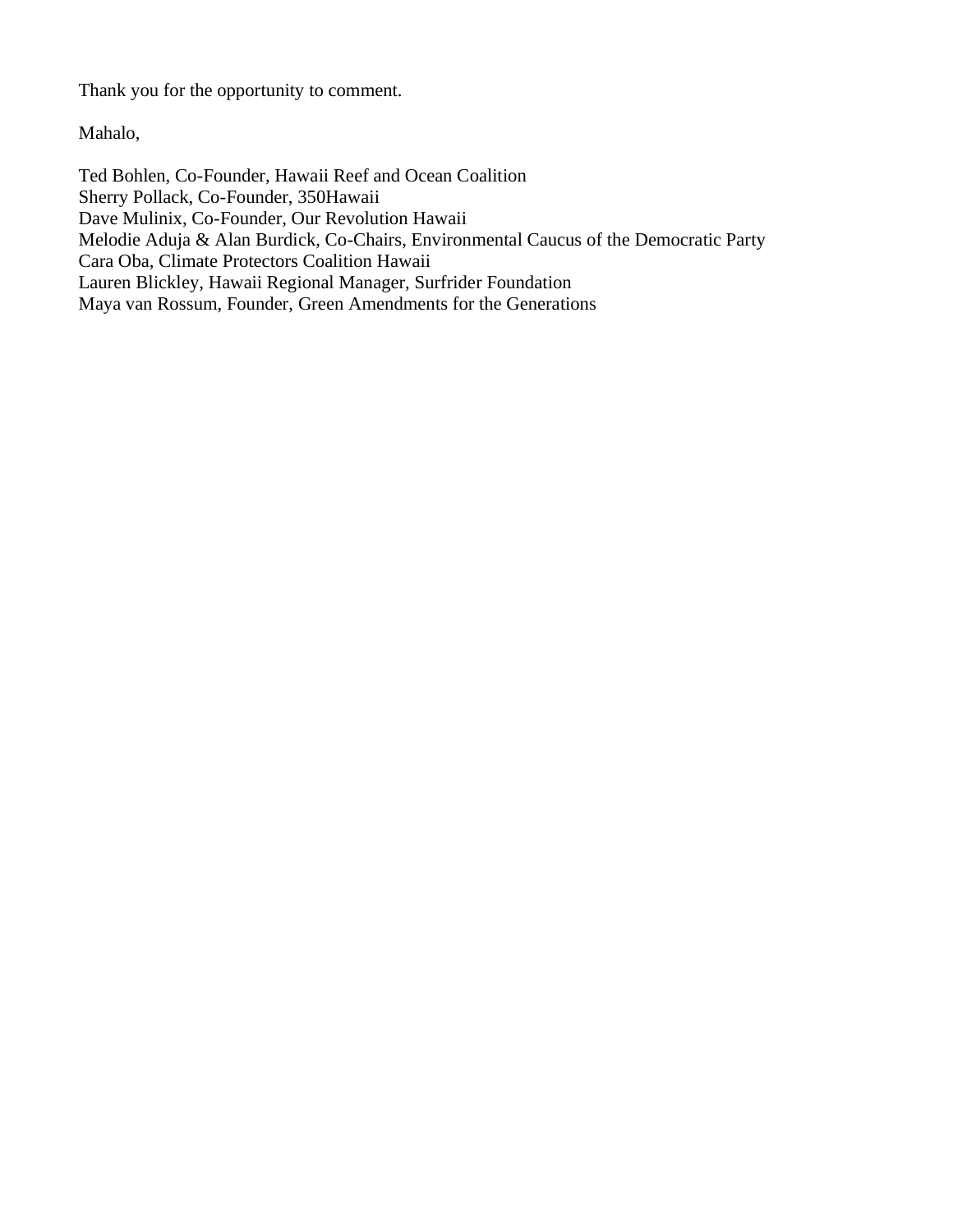Thank you for the opportunity to comment.

Mahalo,

Ted Bohlen, Co-Founder, Hawaii Reef and Ocean Coalition
Sherry Pollack, Co-Founder, 350Hawaii
Dave Mulinix, Co-Founder, Our Revolution Hawaii
Melodie Aduja & Alan Burdick, Co-Chairs, Environmental Caucus of the Democratic Party
Cara Oba, Climate Protectors Coalition Hawaii
Lauren Blickley, Hawaii Regional Manager, Surfrider Foundation
Maya van Rossum, Founder, Green Amendments for the Generations